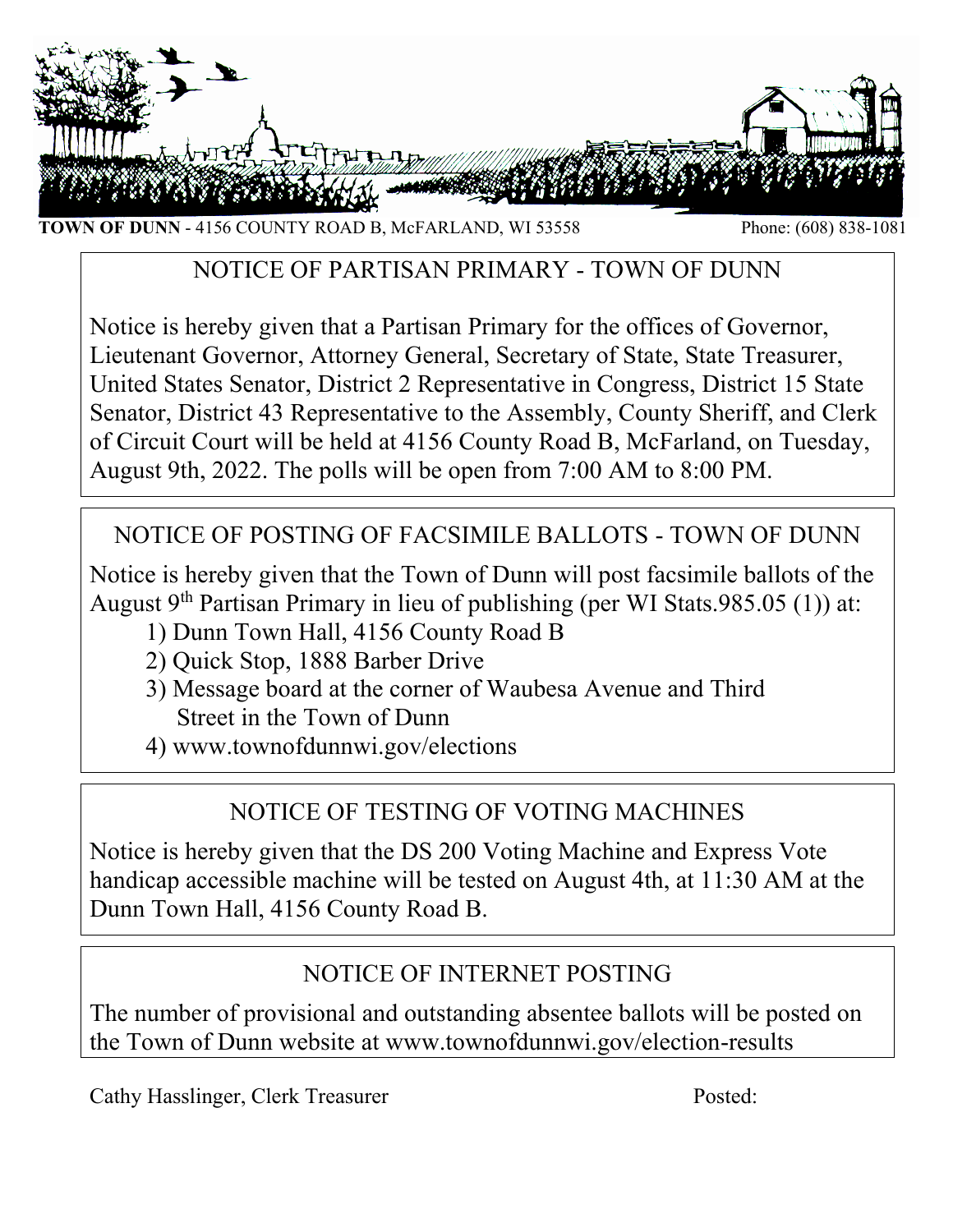**TOWN OF DUNN** - 4156 COUNTY ROAD B, McFARLAND, WI 53558 Phone: (608) 838-1081

## NOTICE OF PARTISAN PRIMARY - TOWN OF DUNN

Notice is hereby given that a Partisan Primary for the offices of Governor, Lieutenant Governor, Attorney General, Secretary of State, State Treasurer, United States Senator, District 2 Representative in Congress, District 15 State Senator, District 43 Representative to the Assembly, County Sheriff, and Clerk of Circuit Court will be held at 4156 County Road B, McFarland, on Tuesday, August 9th, 2022. The polls will be open from 7:00 AM to 8:00 PM.

## NOTICE OF POSTING OF FACSIMILE BALLOTS - TOWN OF DUNN

Notice is hereby given that the Town of Dunn will post facsimile ballots of the August 9th Partisan Primary in lieu of publishing (per WI Stats.985.05 (1)) at:

1) Dunn Town Hall, 4156 County Road B
2) Quick Stop, 1888 Barber Drive
3) Message board at the corner of Waubesa Avenue and Third Street in the Town of Dunn
4) www.townofdunnwi.gov/elections

## NOTICE OF TESTING OF VOTING MACHINES

Notice is hereby given that the DS 200 Voting Machine and Express Vote handicap accessible machine will be tested on August 4th, at 11:30 AM at the Dunn Town Hall, 4156 County Road B.

## NOTICE OF INTERNET POSTING

The number of provisional and outstanding absentee ballots will be posted on the Town of Dunn website at www.townofdunnwi.gov/election-results

Cathy Hasslinger, Clerk Treasurer

Posted: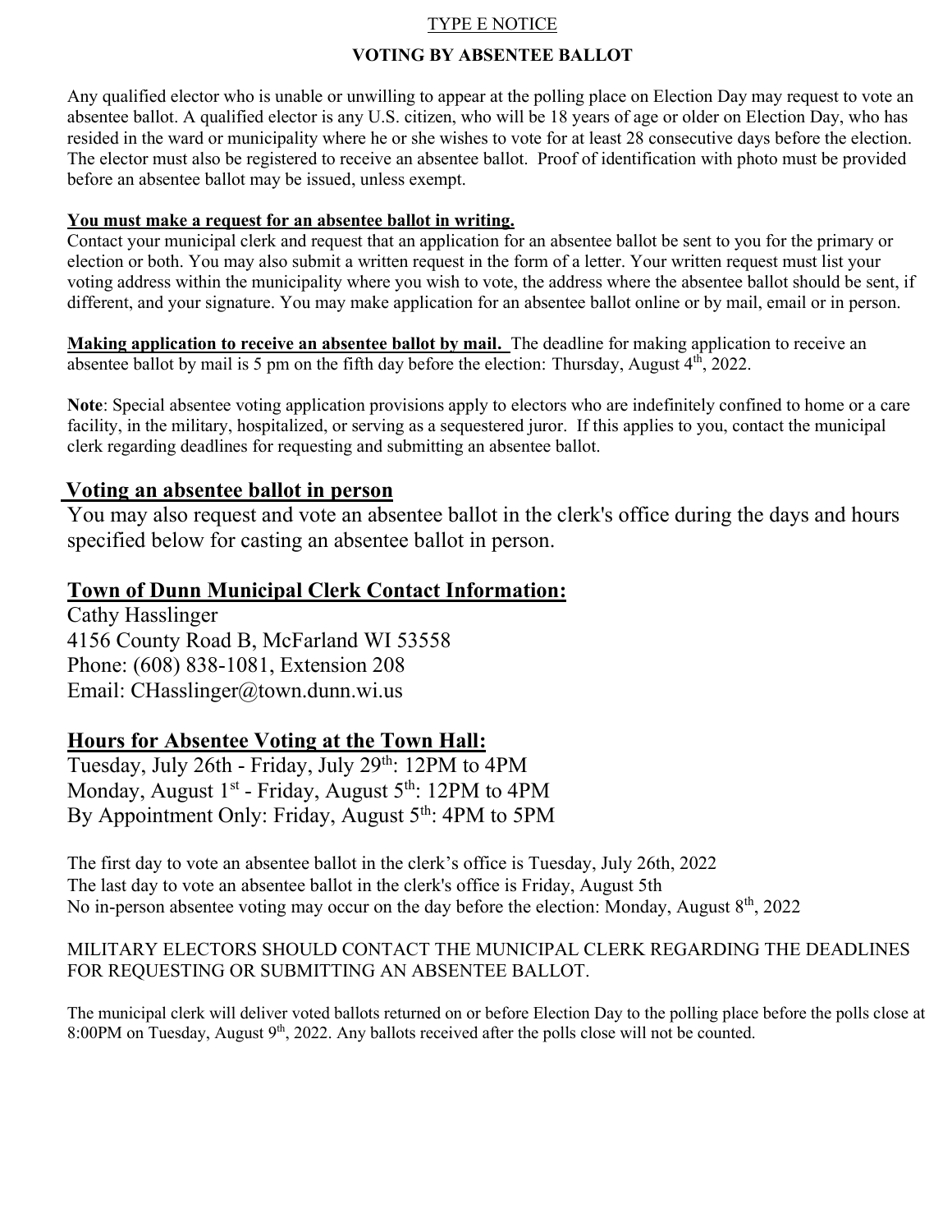TYPE E NOTICE

## VOTING BY ABSENTEE BALLOT

Any qualified elector who is unable or unwilling to appear at the polling place on Election Day may request to vote an absentee ballot. A qualified elector is any U.S. citizen, who will be 18 years of age or older on Election Day, who has resided in the ward or municipality where he or she wishes to vote for at least 28 consecutive days before the election. The elector must also be registered to receive an absentee ballot. Proof of identification with photo must be provided before an absentee ballot may be issued, unless exempt.

**You must make a request for an absentee ballot in writing.**
Contact your municipal clerk and request that an application for an absentee ballot be sent to you for the primary or election or both. You may also submit a written request in the form of a letter. Your written request must list your voting address within the municipality where you wish to vote, the address where the absentee ballot should be sent, if different, and your signature. You may make application for an absentee ballot online or by mail, email or in person.

**Making application to receive an absentee ballot by mail.** The deadline for making application to receive an absentee ballot by mail is 5 pm on the fifth day before the election: Thursday, August 4th, 2022.

**Note**: Special absentee voting application provisions apply to electors who are indefinitely confined to home or a care facility, in the military, hospitalized, or serving as a sequestered juror. If this applies to you, contact the municipal clerk regarding deadlines for requesting and submitting an absentee ballot.

### Voting an absentee ballot in person

You may also request and vote an absentee ballot in the clerk's office during the days and hours specified below for casting an absentee ballot in person.

### Town of Dunn Municipal Clerk Contact Information:

Cathy Hasslinger
4156 County Road B, McFarland WI 53558
Phone: (608) 838-1081, Extension 208
Email: CHasslinger@town.dunn.wi.us

### Hours for Absentee Voting at the Town Hall:

Tuesday, July 26th - Friday, July 29th: 12PM to 4PM
Monday, August 1st - Friday, August 5th: 12PM to 4PM
By Appointment Only: Friday, August 5th: 4PM to 5PM

The first day to vote an absentee ballot in the clerk's office is Tuesday, July 26th, 2022
The last day to vote an absentee ballot in the clerk's office is Friday, August 5th
No in-person absentee voting may occur on the day before the election: Monday, August 8th, 2022

MILITARY ELECTORS SHOULD CONTACT THE MUNICIPAL CLERK REGARDING THE DEADLINES FOR REQUESTING OR SUBMITTING AN ABSENTEE BALLOT.

The municipal clerk will deliver voted ballots returned on or before Election Day to the polling place before the polls close at 8:00PM on Tuesday, August 9th, 2022. Any ballots received after the polls close will not be counted.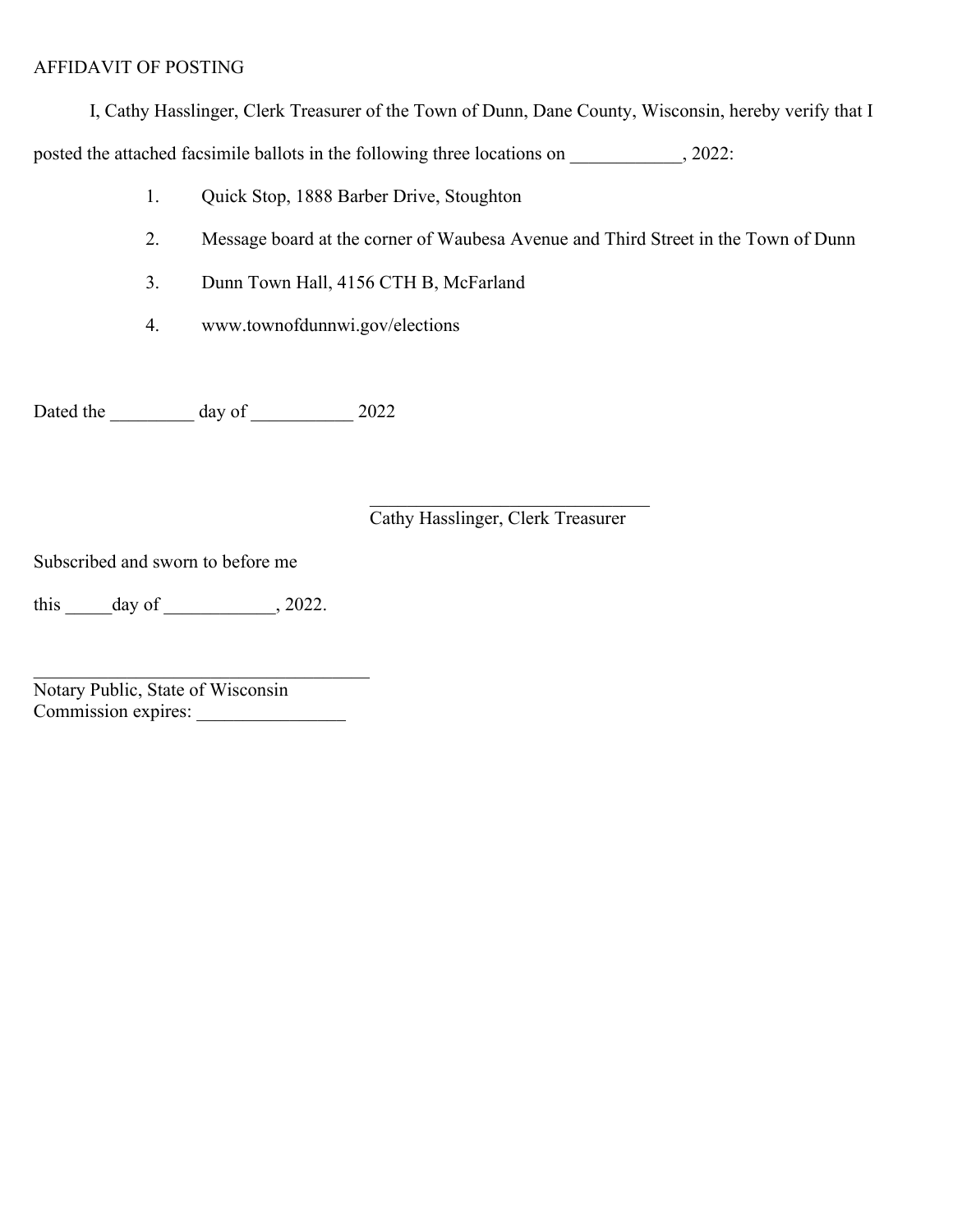AFFIDAVIT OF POSTING

I, Cathy Hasslinger, Clerk Treasurer of the Town of Dunn, Dane County, Wisconsin, hereby verify that I posted the attached facsimile ballots in the following three locations on ____________, 2022:

1. Quick Stop, 1888 Barber Drive, Stoughton
2. Message board at the corner of Waubesa Avenue and Third Street in the Town of Dunn
3. Dunn Town Hall, 4156 CTH B, McFarland
4. www.townofdunnwi.gov/elections

Dated the _________ day of ___________ 2022

_______________________________
Cathy Hasslinger, Clerk Treasurer

Subscribed and sworn to before me

this _____day of ____________, 2022.

_____________________________________
Notary Public, State of Wisconsin
Commission expires: ________________